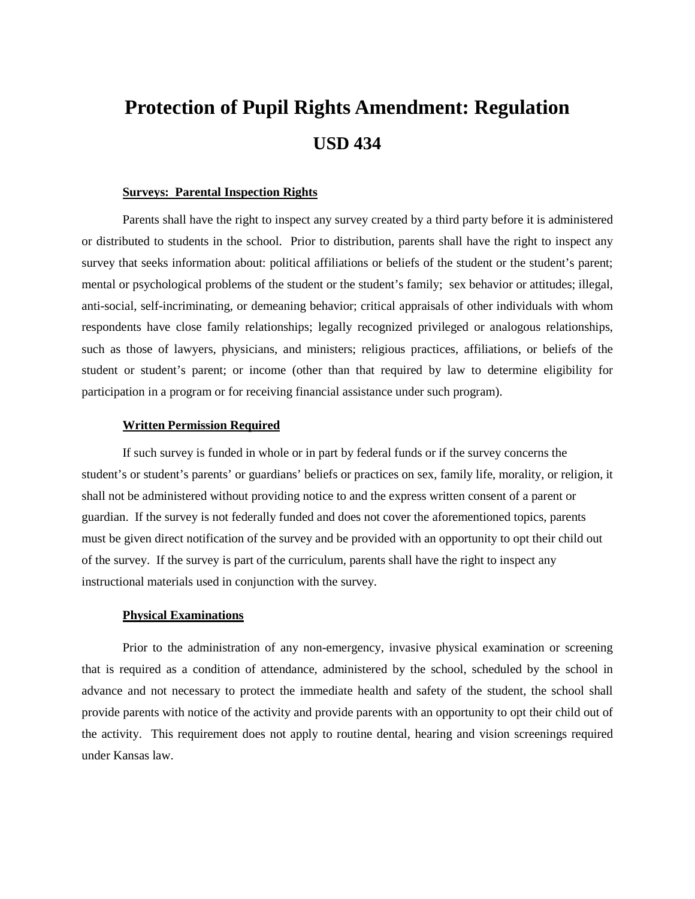# Protection of Pupil Rights Amendment: Regulation

## USD 434

**Surveys: Parental Inspection Rights**

Parents shall have the right to inspect any survey created by a third party before it is administered or distributed to students in the school. Prior to distribution, parents shall have the right to inspect any survey that seeks information about: political affiliations or beliefs of the student or the student's parent; mental or psychological problems of the student or the student's family; sex behavior or attitudes; illegal, anti-social, self-incriminating, or demeaning behavior; critical appraisals of other individuals with whom respondents have close family relationships; legally recognized privileged or analogous relationships, such as those of lawyers, physicians, and ministers; religious practices, affiliations, or beliefs of the student or student's parent; or income (other than that required by law to determine eligibility for participation in a program or for receiving financial assistance under such program).

**Written Permission Required**

If such survey is funded in whole or in part by federal funds or if the survey concerns the student's or student's parents' or guardians' beliefs or practices on sex, family life, morality, or religion, it shall not be administered without providing notice to and the express written consent of a parent or guardian. If the survey is not federally funded and does not cover the aforementioned topics, parents must be given direct notification of the survey and be provided with an opportunity to opt their child out of the survey. If the survey is part of the curriculum, parents shall have the right to inspect any instructional materials used in conjunction with the survey.

**Physical Examinations**

Prior to the administration of any non-emergency, invasive physical examination or screening that is required as a condition of attendance, administered by the school, scheduled by the school in advance and not necessary to protect the immediate health and safety of the student, the school shall provide parents with notice of the activity and provide parents with an opportunity to opt their child out of the activity. This requirement does not apply to routine dental, hearing and vision screenings required under Kansas law.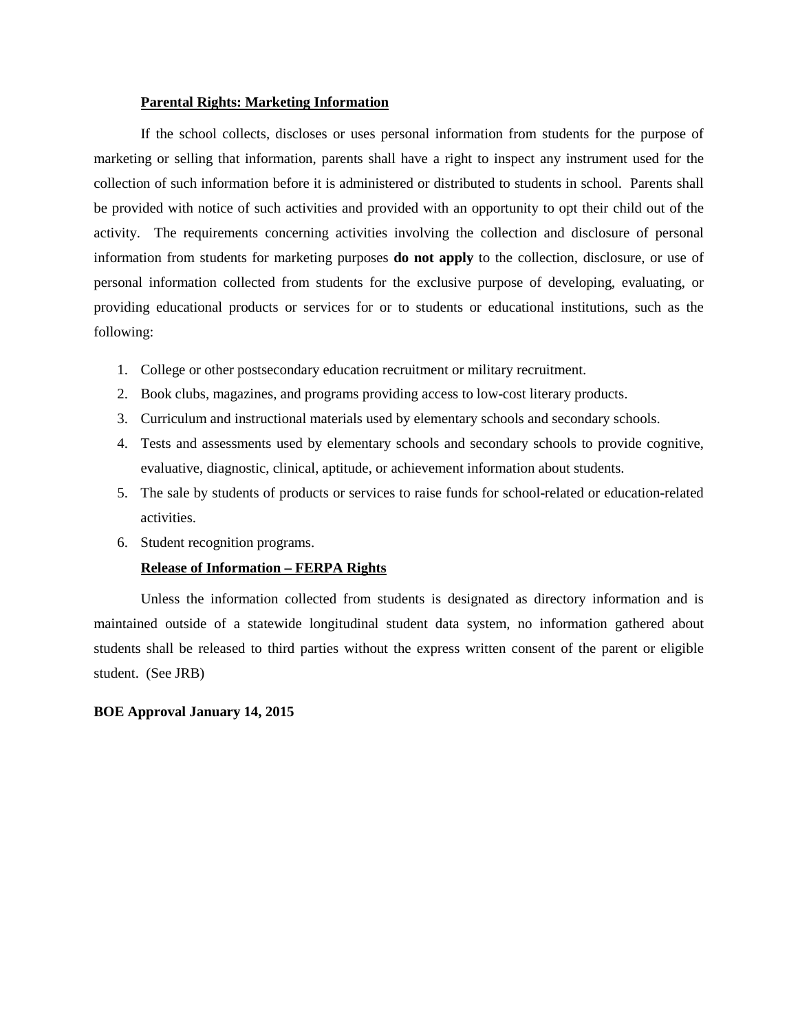**Parental Rights: Marketing Information**

If the school collects, discloses or uses personal information from students for the purpose of marketing or selling that information, parents shall have a right to inspect any instrument used for the collection of such information before it is administered or distributed to students in school. Parents shall be provided with notice of such activities and provided with an opportunity to opt their child out of the activity. The requirements concerning activities involving the collection and disclosure of personal information from students for marketing purposes **do not apply** to the collection, disclosure, or use of personal information collected from students for the exclusive purpose of developing, evaluating, or providing educational products or services for or to students or educational institutions, such as the following:

1. College or other postsecondary education recruitment or military recruitment.
2. Book clubs, magazines, and programs providing access to low-cost literary products.
3. Curriculum and instructional materials used by elementary schools and secondary schools.
4. Tests and assessments used by elementary schools and secondary schools to provide cognitive, evaluative, diagnostic, clinical, aptitude, or achievement information about students.
5. The sale by students of products or services to raise funds for school-related or education-related activities.
6. Student recognition programs.

**Release of Information – FERPA Rights**

Unless the information collected from students is designated as directory information and is maintained outside of a statewide longitudinal student data system, no information gathered about students shall be released to third parties without the express written consent of the parent or eligible student. (See JRB)

**BOE Approval January 14, 2015**